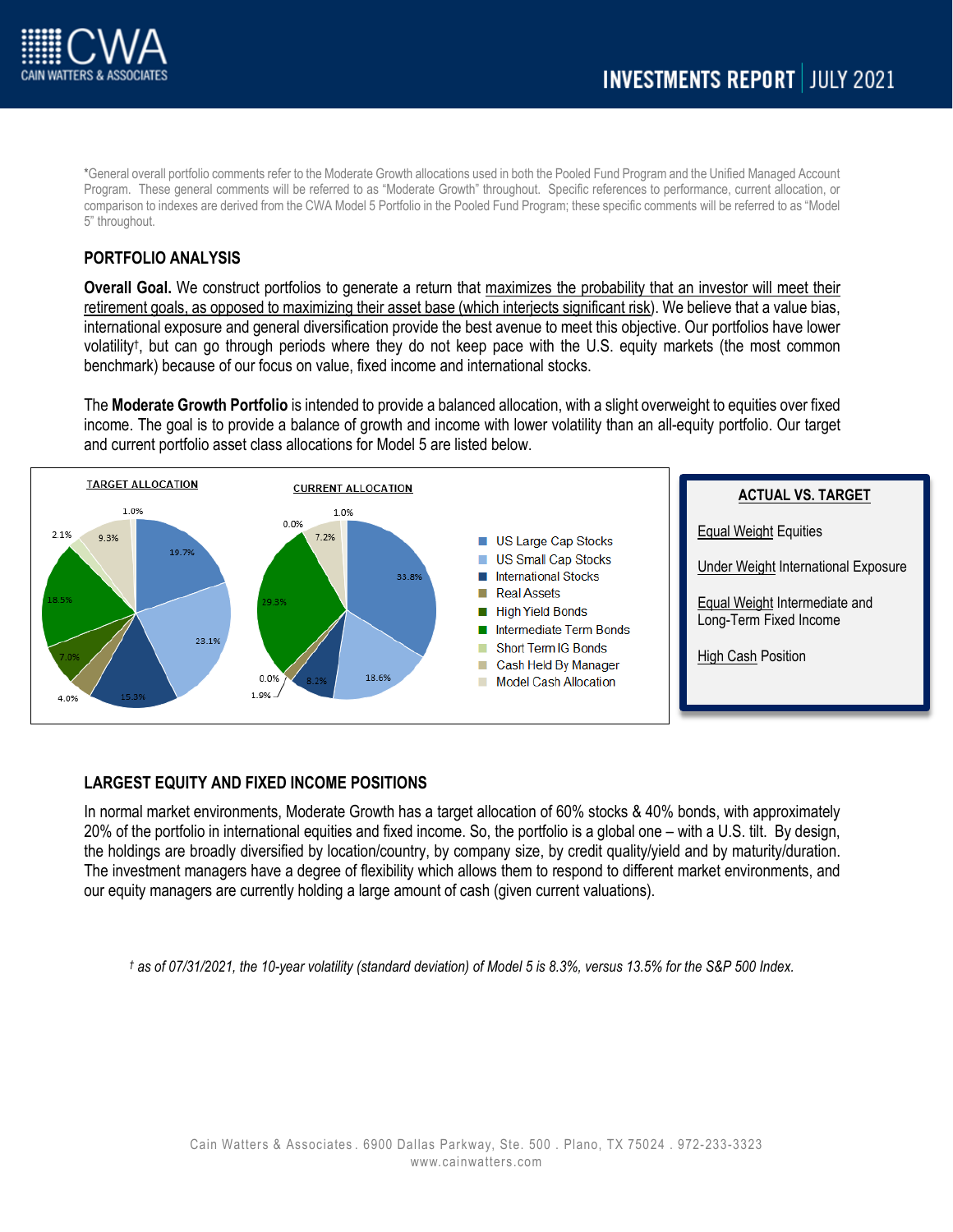# INVESTMENTS REPORT | JULY 2021

*General overall portfolio comments refer to the Moderate Growth allocations used in both the Pooled Fund Program and the Unified Managed Account Program. These general comments will be referred to as "Moderate Growth" throughout. Specific references to performance, current allocation, or comparison to indexes are derived from the CWA Model 5 Portfolio in the Pooled Fund Program; these specific comments will be referred to as "Model 5" throughout.

## PORTFOLIO ANALYSIS

**Overall Goal.** We construct portfolios to generate a return that maximizes the probability that an investor will meet their retirement goals, as opposed to maximizing their asset base (which interjects significant risk). We believe that a value bias, international exposure and general diversification provide the best avenue to meet this objective. Our portfolios have lower volatility†, but can go through periods where they do not keep pace with the U.S. equity markets (the most common benchmark) because of our focus on value, fixed income and international stocks.

The **Moderate Growth Portfolio** is intended to provide a balanced allocation, with a slight overweight to equities over fixed income. The goal is to provide a balance of growth and income with lower volatility than an all-equity portfolio. Our target and current portfolio asset class allocations for Model 5 are listed below.

| Asset Class | Target Allocation | Current Allocation |
|---|---|---|
| US Large Cap Stocks | 19.7% | 33.8% |
| US Small Cap Stocks | 23.1% | 18.6% |
| International Stocks | 15.3% | 8.2% |
| Real Assets | 4.0% | 1.9% |
| High Yield Bonds | 7.0% | 0.0% |
| Intermediate Term Bonds | 18.5% | 29.3% |
| Short Term IG Bonds | 2.1% | 0.0% |
| Cash Held By Manager | 9.3% | 7.2% |
| Model Cash Allocation | 1.0% | 1.0% |

**ACTUAL VS. TARGET**

- Equal Weight Equities
- Under Weight International Exposure
- Equal Weight Intermediate and Long-Term Fixed Income
- High Cash Position

## LARGEST EQUITY AND FIXED INCOME POSITIONS

In normal market environments, Moderate Growth has a target allocation of 60% stocks & 40% bonds, with approximately 20% of the portfolio in international equities and fixed income. So, the portfolio is a global one – with a U.S. tilt. By design, the holdings are broadly diversified by location/country, by company size, by credit quality/yield and by maturity/duration. The investment managers have a degree of flexibility which allows them to respond to different market environments, and our equity managers are currently holding a large amount of cash (given current valuations).

*† as of 07/31/2021, the 10-year volatility (standard deviation) of Model 5 is 8.3%, versus 13.5% for the S&P 500 Index.*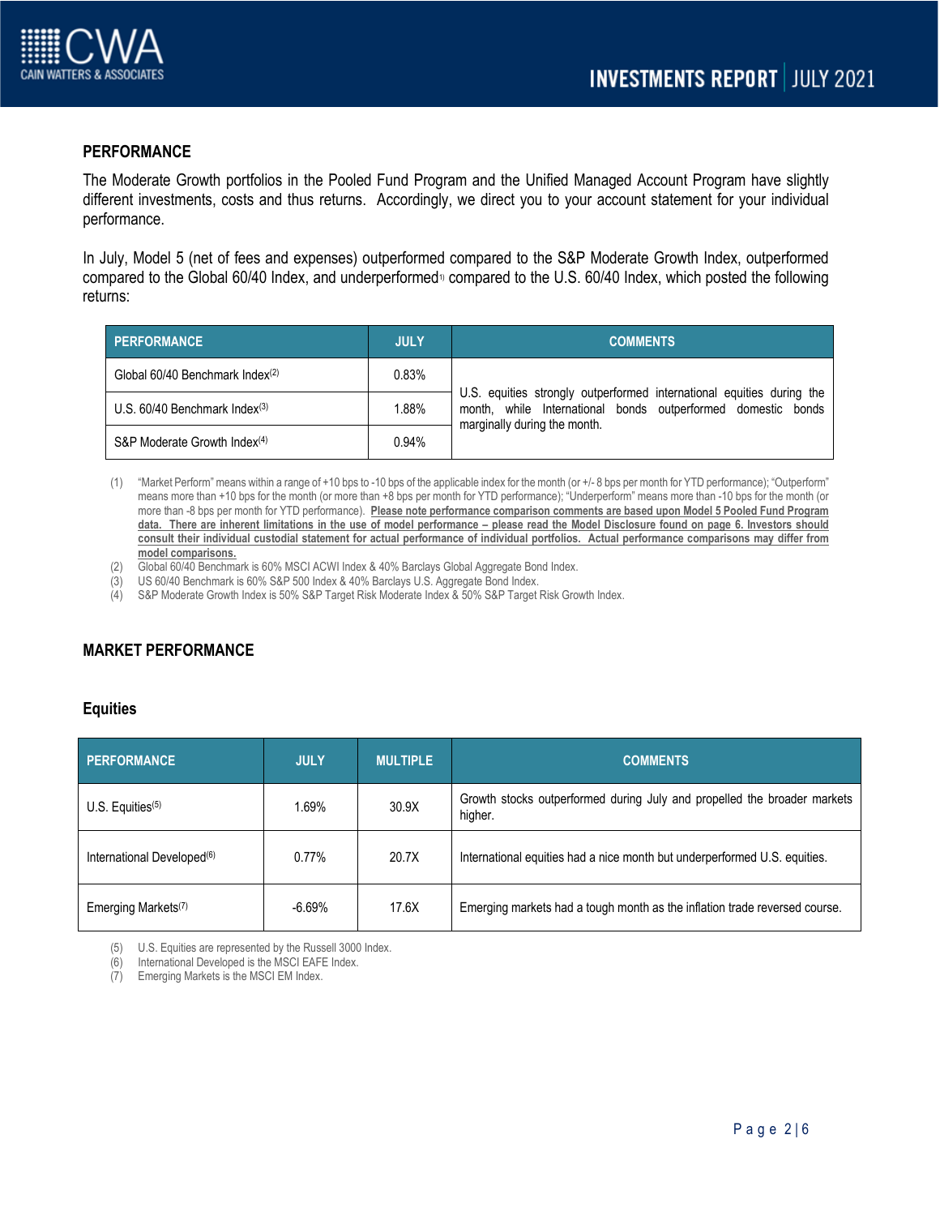## PERFORMANCE

The Moderate Growth portfolios in the Pooled Fund Program and the Unified Managed Account Program have slightly different investments, costs and thus returns. Accordingly, we direct you to your account statement for your individual performance.

In July, Model 5 (net of fees and expenses) outperformed compared to the S&P Moderate Growth Index, outperformed compared to the Global 60/40 Index, and underperformed[1] compared to the U.S. 60/40 Index, which posted the following returns:

| PERFORMANCE | JULY | COMMENTS |
|---|---|---|
| Global 60/40 Benchmark Index[2] | 0.83% | U.S. equities strongly outperformed international equities during the month, while International bonds outperformed domestic bonds marginally during the month. |
| U.S. 60/40 Benchmark Index[3] | 1.88% | |
| S&P Moderate Growth Index[4] | 0.94% | |

(1) "Market Perform" means within a range of +10 bps to -10 bps of the applicable index for the month (or +/- 8 bps per month for YTD performance); "Outperform" means more than +10 bps for the month (or more than +8 bps per month for YTD performance); "Underperform" means more than -10 bps for the month (or more than -8 bps per month for YTD performance). **Please note performance comparison comments are based upon Model 5 Pooled Fund Program data. There are inherent limitations in the use of model performance – please read the Model Disclosure found on page 6. Investors should consult their individual custodial statement for actual performance of individual portfolios. Actual performance comparisons may differ from model comparisons.**

(2) Global 60/40 Benchmark is 60% MSCI ACWI Index & 40% Barclays Global Aggregate Bond Index.

(3) US 60/40 Benchmark is 60% S&P 500 Index & 40% Barclays U.S. Aggregate Bond Index.

(4) S&P Moderate Growth Index is 50% S&P Target Risk Moderate Index & 50% S&P Target Risk Growth Index.

## MARKET PERFORMANCE

### Equities

| PERFORMANCE | JULY | MULTIPLE | COMMENTS |
|---|---|---|---|
| U.S. Equities[5] | 1.69% | 30.9X | Growth stocks outperformed during July and propelled the broader markets higher. |
| International Developed[6] | 0.77% | 20.7X | International equities had a nice month but underperformed U.S. equities. |
| Emerging Markets[7] | -6.69% | 17.6X | Emerging markets had a tough month as the inflation trade reversed course. |

(5) U.S. Equities are represented by the Russell 3000 Index.

(6) International Developed is the MSCI EAFE Index.

(7) Emerging Markets is the MSCI EM Index.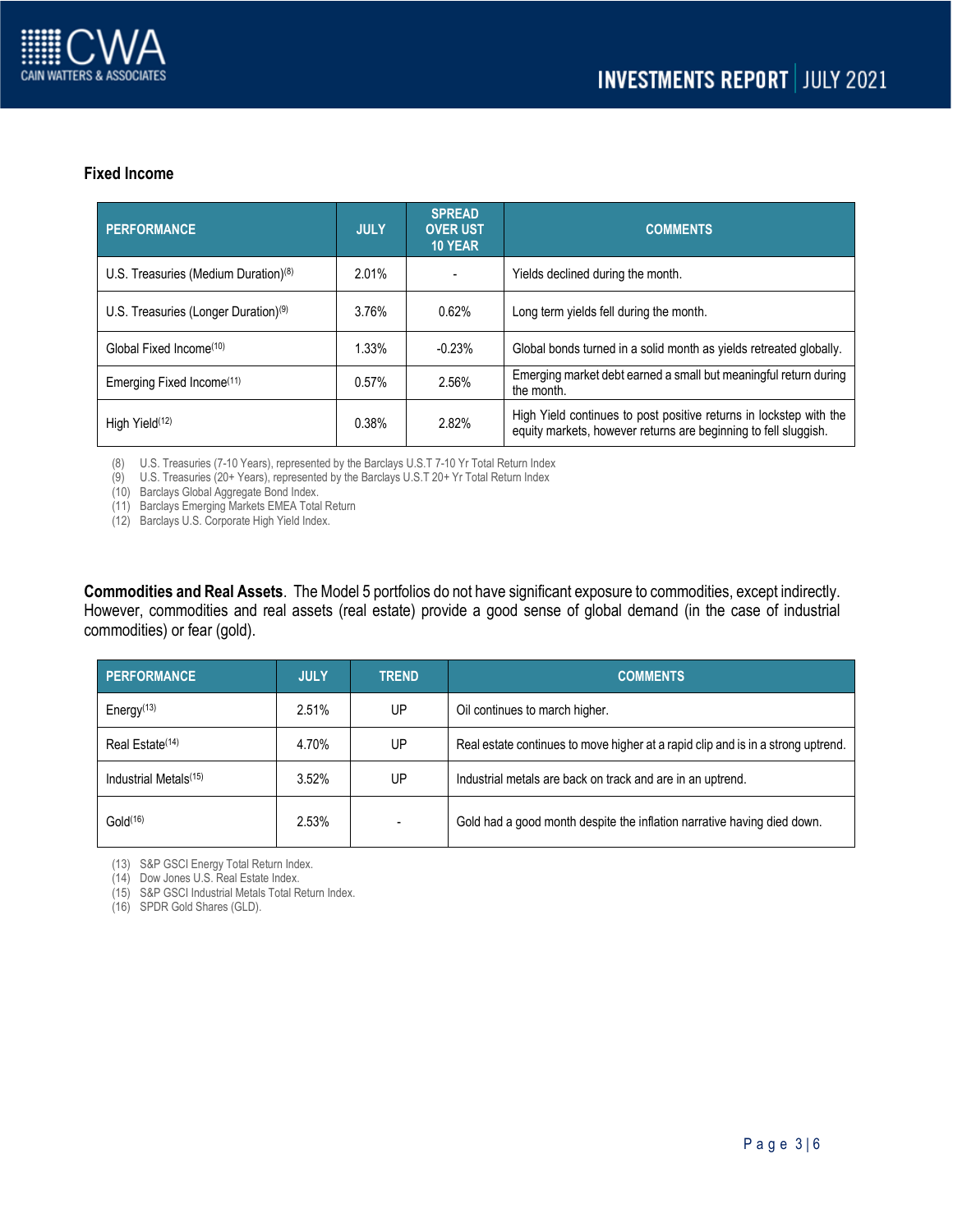## Fixed Income

| PERFORMANCE | JULY | SPREAD OVER UST 10 YEAR | COMMENTS |
|---|---|---|---|
| U.S. Treasuries (Medium Duration)[8] | 2.01% | - | Yields declined during the month. |
| U.S. Treasuries (Longer Duration)[9] | 3.76% | 0.62% | Long term yields fell during the month. |
| Global Fixed Income[10] | 1.33% | -0.23% | Global bonds turned in a solid month as yields retreated globally. |
| Emerging Fixed Income[11] | 0.57% | 2.56% | Emerging market debt earned a small but meaningful return during the month. |
| High Yield[12] | 0.38% | 2.82% | High Yield continues to post positive returns in lockstep with the equity markets, however returns are beginning to fell sluggish. |

(8) U.S. Treasuries (7-10 Years), represented by the Barclays U.S.T 7-10 Yr Total Return Index
(9) U.S. Treasuries (20+ Years), represented by the Barclays U.S.T 20+ Yr Total Return Index
(10) Barclays Global Aggregate Bond Index.
(11) Barclays Emerging Markets EMEA Total Return
(12) Barclays U.S. Corporate High Yield Index.

**Commodities and Real Assets**. The Model 5 portfolios do not have significant exposure to commodities, except indirectly. However, commodities and real assets (real estate) provide a good sense of global demand (in the case of industrial commodities) or fear (gold).

| PERFORMANCE | JULY | TREND | COMMENTS |
|---|---|---|---|
| Energy[13] | 2.51% | UP | Oil continues to march higher. |
| Real Estate[14] | 4.70% | UP | Real estate continues to move higher at a rapid clip and is in a strong uptrend. |
| Industrial Metals[15] | 3.52% | UP | Industrial metals are back on track and are in an uptrend. |
| Gold[16] | 2.53% | - | Gold had a good month despite the inflation narrative having died down. |

(13) S&P GSCI Energy Total Return Index.
(14) Dow Jones U.S. Real Estate Index.
(15) S&P GSCI Industrial Metals Total Return Index.
(16) SPDR Gold Shares (GLD).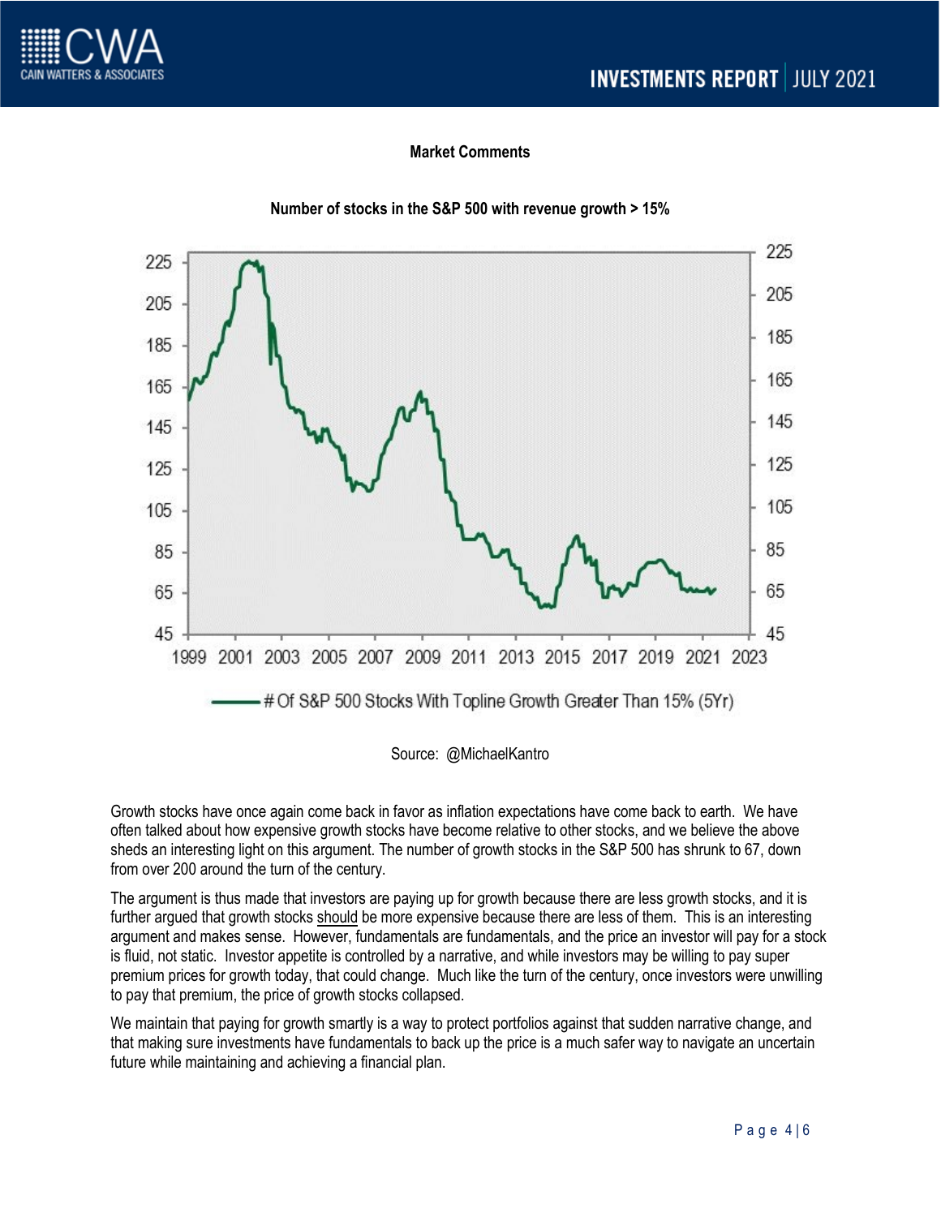## Market Comments

**Number of stocks in the S&P 500 with revenue growth > 15%**

Source: @MichaelKantro

Growth stocks have once again come back in favor as inflation expectations have come back to earth. We have often talked about how expensive growth stocks have become relative to other stocks, and we believe the above sheds an interesting light on this argument. The number of growth stocks in the S&P 500 has shrunk to 67, down from over 200 around the turn of the century.

The argument is thus made that investors are paying up for growth because there are less growth stocks, and it is further argued that growth stocks should be more expensive because there are less of them. This is an interesting argument and makes sense. However, fundamentals are fundamentals, and the price an investor will pay for a stock is fluid, not static. Investor appetite is controlled by a narrative, and while investors may be willing to pay super premium prices for growth today, that could change. Much like the turn of the century, once investors were unwilling to pay that premium, the price of growth stocks collapsed.

We maintain that paying for growth smartly is a way to protect portfolios against that sudden narrative change, and that making sure investments have fundamentals to back up the price is a much safer way to navigate an uncertain future while maintaining and achieving a financial plan.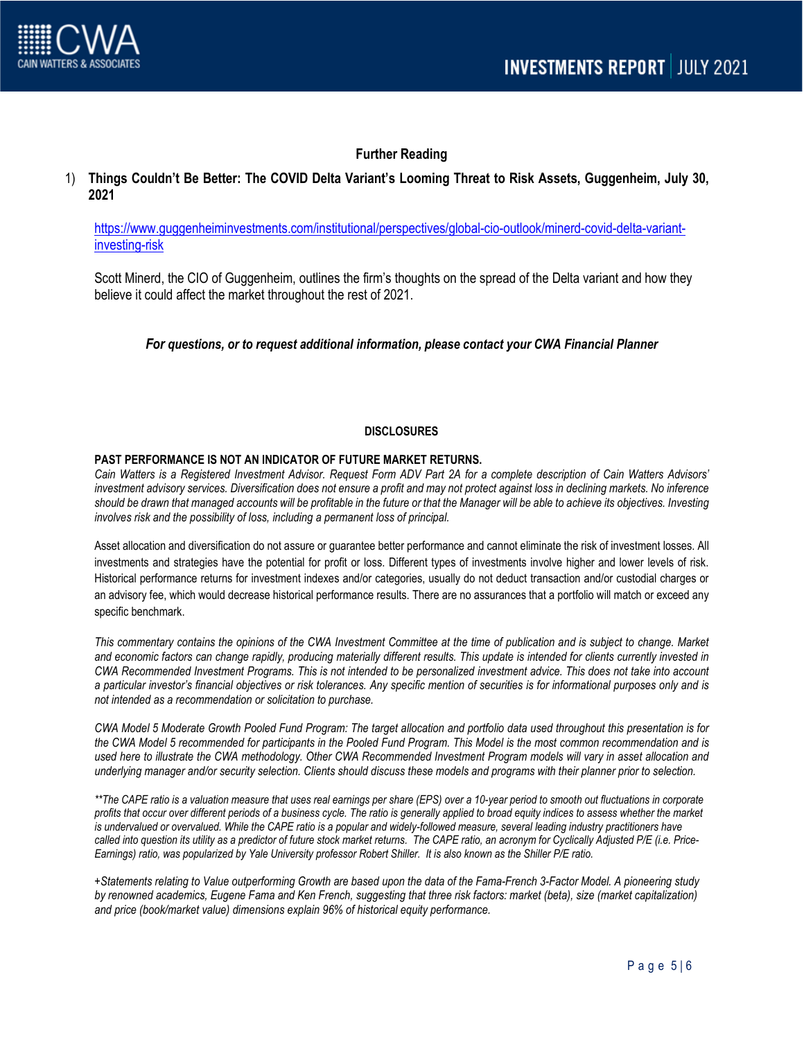## Further Reading

1) **Things Couldn't Be Better: The COVID Delta Variant's Looming Threat to Risk Assets, Guggenheim, July 30, 2021**

   https://www.guggenheiminvestments.com/institutional/perspectives/global-cio-outlook/minerd-covid-delta-variant-investing-risk

   Scott Minerd, the CIO of Guggenheim, outlines the firm's thoughts on the spread of the Delta variant and how they believe it could affect the market throughout the rest of 2021.

***For questions, or to request additional information, please contact your CWA Financial Planner***

### DISCLOSURES

**PAST PERFORMANCE IS NOT AN INDICATOR OF FUTURE MARKET RETURNS.**
*Cain Watters is a Registered Investment Advisor. Request Form ADV Part 2A for a complete description of Cain Watters Advisors' investment advisory services. Diversification does not ensure a profit and may not protect against loss in declining markets. No inference should be drawn that managed accounts will be profitable in the future or that the Manager will be able to achieve its objectives. Investing involves risk and the possibility of loss, including a permanent loss of principal.*

Asset allocation and diversification do not assure or guarantee better performance and cannot eliminate the risk of investment losses. All investments and strategies have the potential for profit or loss. Different types of investments involve higher and lower levels of risk. Historical performance returns for investment indexes and/or categories, usually do not deduct transaction and/or custodial charges or an advisory fee, which would decrease historical performance results. There are no assurances that a portfolio will match or exceed any specific benchmark.

*This commentary contains the opinions of the CWA Investment Committee at the time of publication and is subject to change. Market and economic factors can change rapidly, producing materially different results. This update is intended for clients currently invested in CWA Recommended Investment Programs. This is not intended to be personalized investment advice. This does not take into account a particular investor's financial objectives or risk tolerances. Any specific mention of securities is for informational purposes only and is not intended as a recommendation or solicitation to purchase.*

*CWA Model 5 Moderate Growth Pooled Fund Program: The target allocation and portfolio data used throughout this presentation is for the CWA Model 5 recommended for participants in the Pooled Fund Program. This Model is the most common recommendation and is used here to illustrate the CWA methodology. Other CWA Recommended Investment Program models will vary in asset allocation and underlying manager and/or security selection. Clients should discuss these models and programs with their planner prior to selection.*

*\*\*The CAPE ratio is a valuation measure that uses real earnings per share (EPS) over a 10-year period to smooth out fluctuations in corporate profits that occur over different periods of a business cycle. The ratio is generally applied to broad equity indices to assess whether the market is undervalued or overvalued. While the CAPE ratio is a popular and widely-followed measure, several leading industry practitioners have called into question its utility as a predictor of future stock market returns. The CAPE ratio, an acronym for Cyclically Adjusted P/E (i.e. Price-Earnings) ratio, was popularized by Yale University professor Robert Shiller. It is also known as the Shiller P/E ratio.*

*+Statements relating to Value outperforming Growth are based upon the data of the Fama-French 3-Factor Model. A pioneering study by renowned academics, Eugene Fama and Ken French, suggesting that three risk factors: market (beta), size (market capitalization) and price (book/market value) dimensions explain 96% of historical equity performance.*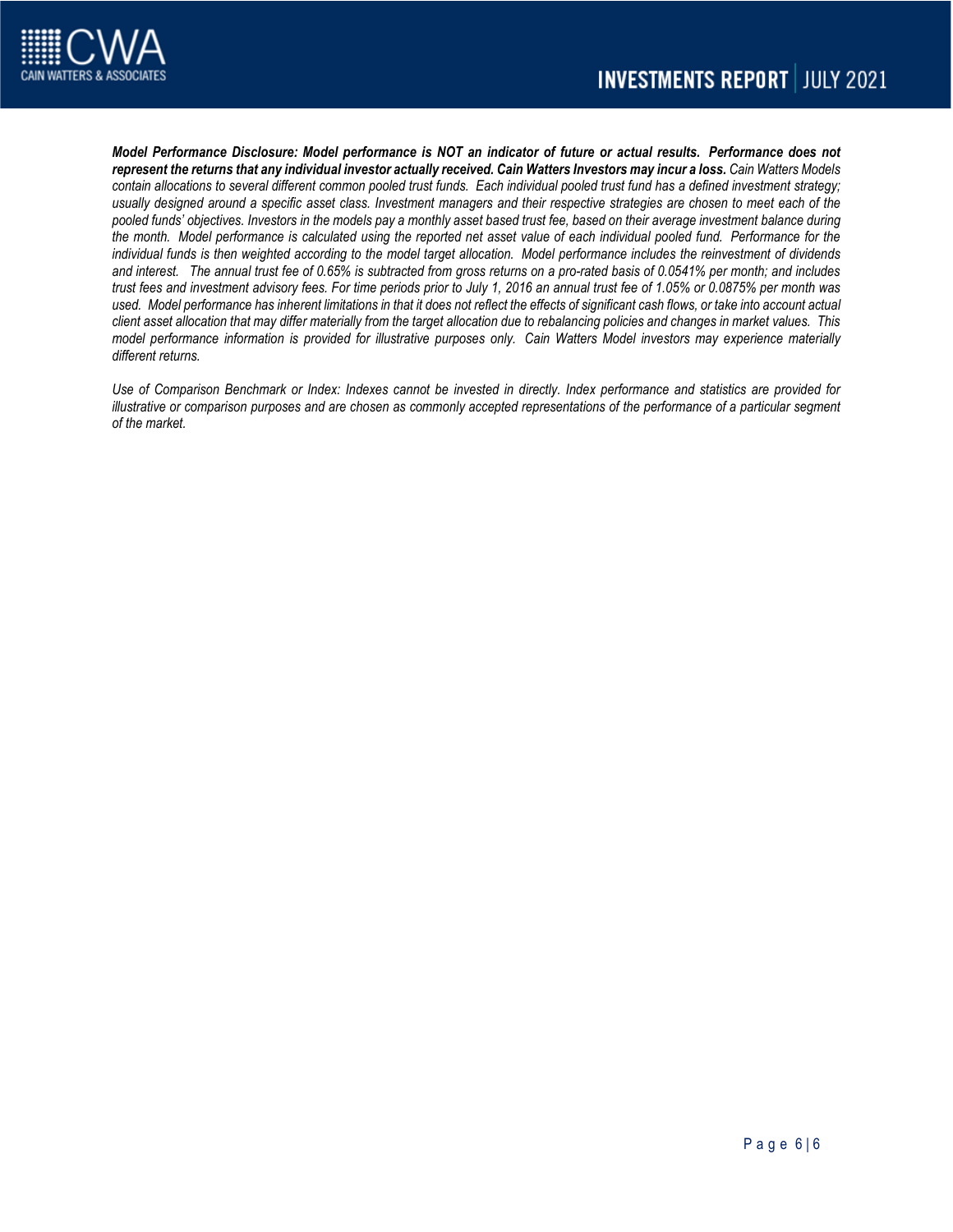***Model Performance Disclosure: Model performance is NOT an indicator of future or actual results. Performance does not represent the returns that any individual investor actually received. Cain Watters Investors may incur a loss.*** *Cain Watters Models contain allocations to several different common pooled trust funds. Each individual pooled trust fund has a defined investment strategy; usually designed around a specific asset class. Investment managers and their respective strategies are chosen to meet each of the pooled funds' objectives. Investors in the models pay a monthly asset based trust fee, based on their average investment balance during the month. Model performance is calculated using the reported net asset value of each individual pooled fund. Performance for the individual funds is then weighted according to the model target allocation. Model performance includes the reinvestment of dividends and interest. The annual trust fee of 0.65% is subtracted from gross returns on a pro-rated basis of 0.0541% per month; and includes trust fees and investment advisory fees. For time periods prior to July 1, 2016 an annual trust fee of 1.05% or 0.0875% per month was used. Model performance has inherent limitations in that it does not reflect the effects of significant cash flows, or take into account actual client asset allocation that may differ materially from the target allocation due to rebalancing policies and changes in market values. This model performance information is provided for illustrative purposes only. Cain Watters Model investors may experience materially different returns.*

*Use of Comparison Benchmark or Index: Indexes cannot be invested in directly. Index performance and statistics are provided for illustrative or comparison purposes and are chosen as commonly accepted representations of the performance of a particular segment of the market.*